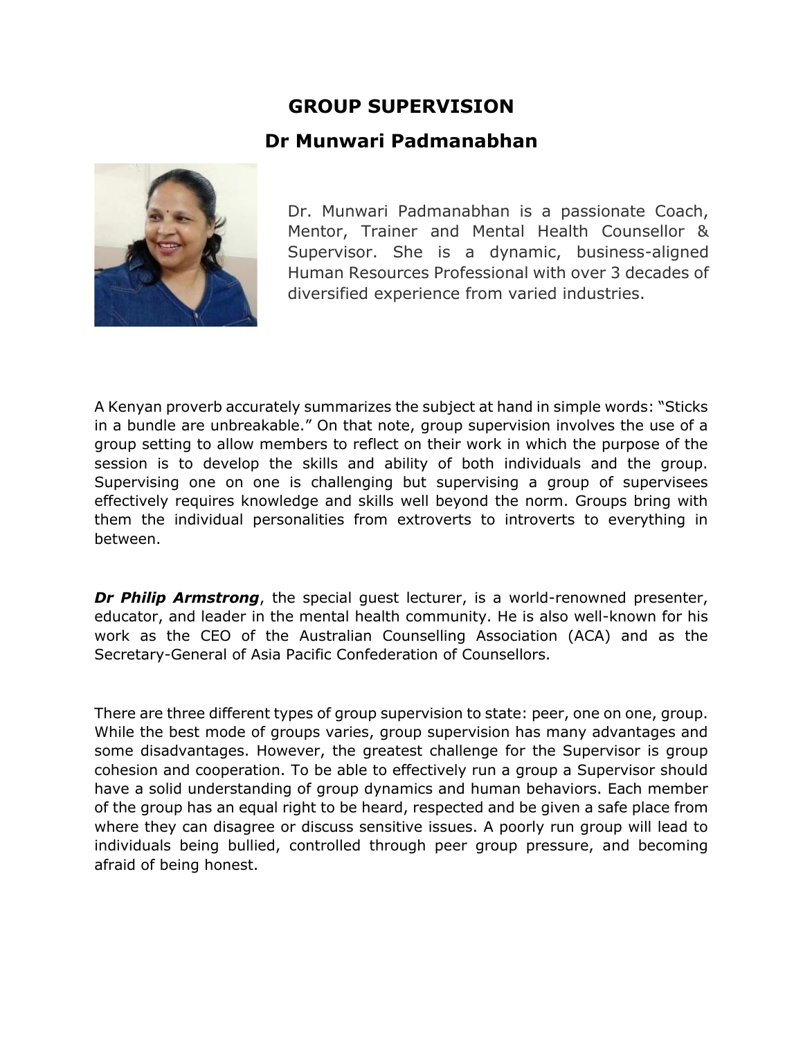# GROUP SUPERVISION

## Dr Munwari Padmanabhan

Dr. Munwari Padmanabhan is a passionate Coach, Mentor, Trainer and Mental Health Counsellor & Supervisor. She is a dynamic, business-aligned Human Resources Professional with over 3 decades of diversified experience from varied industries.

A Kenyan proverb accurately summarizes the subject at hand in simple words: "Sticks in a bundle are unbreakable." On that note, group supervision involves the use of a group setting to allow members to reflect on their work in which the purpose of the session is to develop the skills and ability of both individuals and the group. Supervising one on one is challenging but supervising a group of supervisees effectively requires knowledge and skills well beyond the norm. Groups bring with them the individual personalities from extroverts to introverts to everything in between.

***Dr Philip Armstrong***, the special guest lecturer, is a world-renowned presenter, educator, and leader in the mental health community. He is also well-known for his work as the CEO of the Australian Counselling Association (ACA) and as the Secretary-General of Asia Pacific Confederation of Counsellors.

There are three different types of group supervision to state: peer, one on one, group. While the best mode of groups varies, group supervision has many advantages and some disadvantages. However, the greatest challenge for the Supervisor is group cohesion and cooperation. To be able to effectively run a group a Supervisor should have a solid understanding of group dynamics and human behaviors. Each member of the group has an equal right to be heard, respected and be given a safe place from where they can disagree or discuss sensitive issues. A poorly run group will lead to individuals being bullied, controlled through peer group pressure, and becoming afraid of being honest.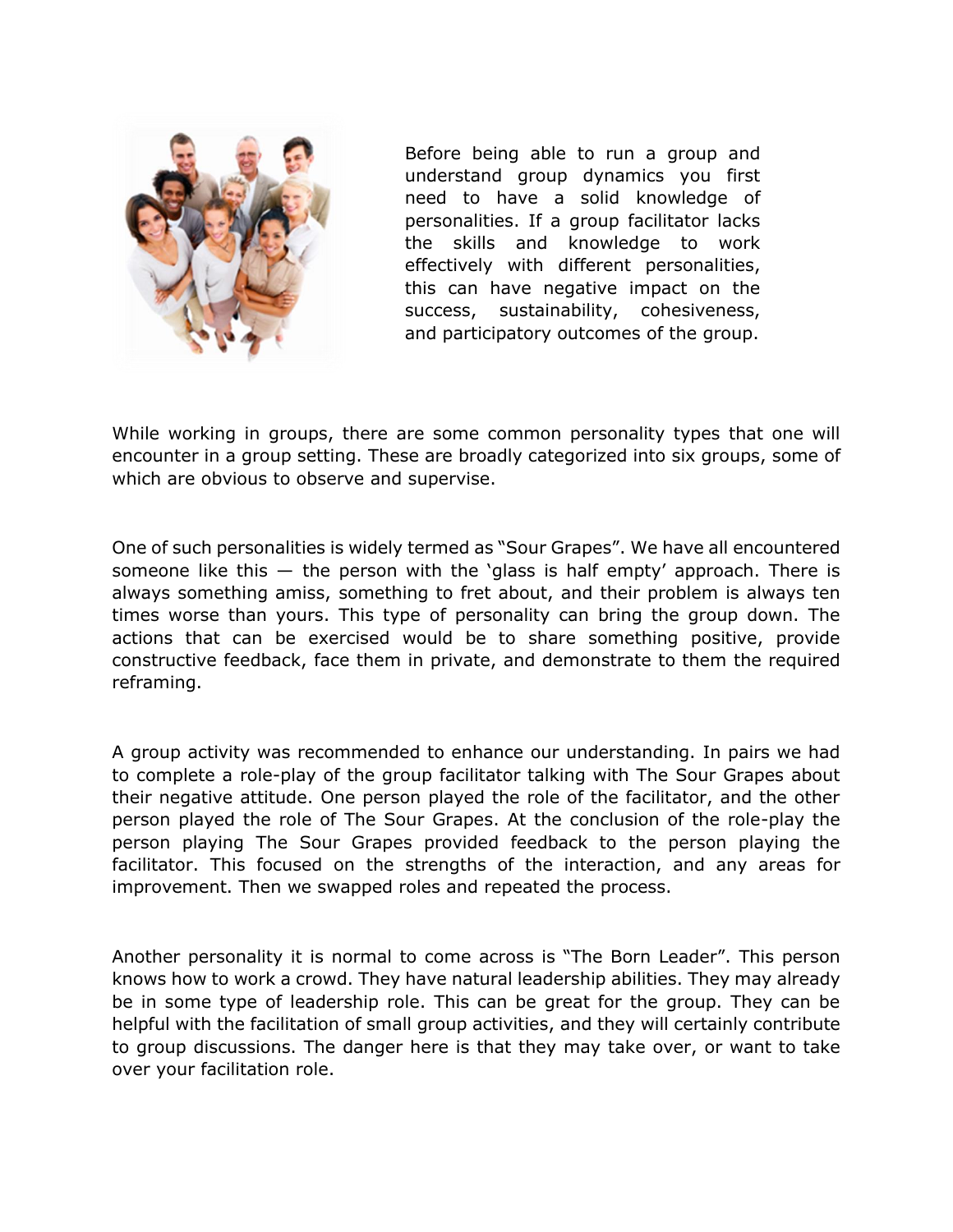Before being able to run a group and understand group dynamics you first need to have a solid knowledge of personalities. If a group facilitator lacks the skills and knowledge to work effectively with different personalities, this can have negative impact on the success, sustainability, cohesiveness, and participatory outcomes of the group.

While working in groups, there are some common personality types that one will encounter in a group setting. These are broadly categorized into six groups, some of which are obvious to observe and supervise.

One of such personalities is widely termed as "Sour Grapes". We have all encountered someone like this — the person with the 'glass is half empty' approach. There is always something amiss, something to fret about, and their problem is always ten times worse than yours. This type of personality can bring the group down. The actions that can be exercised would be to share something positive, provide constructive feedback, face them in private, and demonstrate to them the required reframing.

A group activity was recommended to enhance our understanding. In pairs we had to complete a role-play of the group facilitator talking with The Sour Grapes about their negative attitude. One person played the role of the facilitator, and the other person played the role of The Sour Grapes. At the conclusion of the role-play the person playing The Sour Grapes provided feedback to the person playing the facilitator. This focused on the strengths of the interaction, and any areas for improvement. Then we swapped roles and repeated the process.

Another personality it is normal to come across is "The Born Leader". This person knows how to work a crowd. They have natural leadership abilities. They may already be in some type of leadership role. This can be great for the group. They can be helpful with the facilitation of small group activities, and they will certainly contribute to group discussions. The danger here is that they may take over, or want to take over your facilitation role.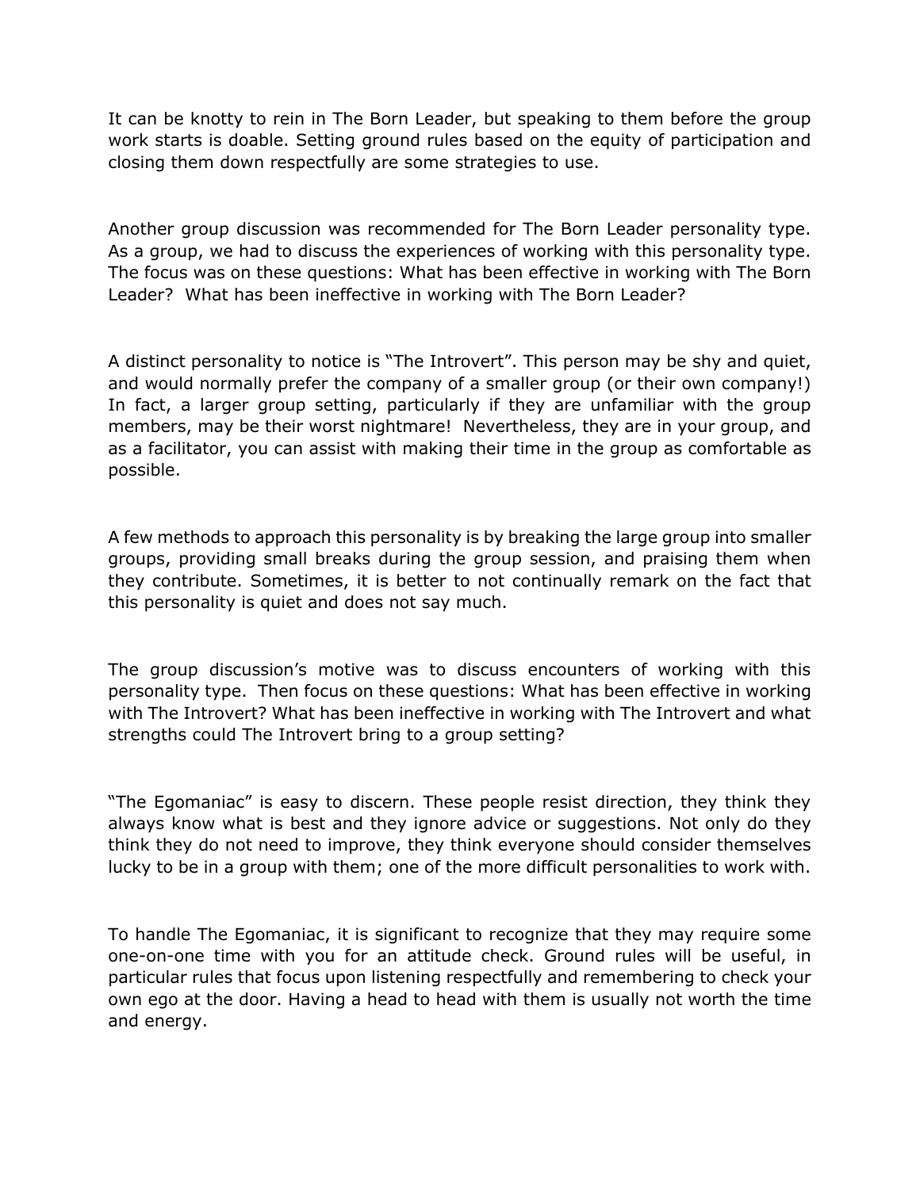It can be knotty to rein in The Born Leader, but speaking to them before the group work starts is doable. Setting ground rules based on the equity of participation and closing them down respectfully are some strategies to use.

Another group discussion was recommended for The Born Leader personality type. As a group, we had to discuss the experiences of working with this personality type. The focus was on these questions: What has been effective in working with The Born Leader? What has been ineffective in working with The Born Leader?

A distinct personality to notice is "The Introvert". This person may be shy and quiet, and would normally prefer the company of a smaller group (or their own company!) In fact, a larger group setting, particularly if they are unfamiliar with the group members, may be their worst nightmare! Nevertheless, they are in your group, and as a facilitator, you can assist with making their time in the group as comfortable as possible.

A few methods to approach this personality is by breaking the large group into smaller groups, providing small breaks during the group session, and praising them when they contribute. Sometimes, it is better to not continually remark on the fact that this personality is quiet and does not say much.

The group discussion's motive was to discuss encounters of working with this personality type. Then focus on these questions: What has been effective in working with The Introvert? What has been ineffective in working with The Introvert and what strengths could The Introvert bring to a group setting?

"The Egomaniac" is easy to discern. These people resist direction, they think they always know what is best and they ignore advice or suggestions. Not only do they think they do not need to improve, they think everyone should consider themselves lucky to be in a group with them; one of the more difficult personalities to work with.

To handle The Egomaniac, it is significant to recognize that they may require some one-on-one time with you for an attitude check. Ground rules will be useful, in particular rules that focus upon listening respectfully and remembering to check your own ego at the door. Having a head to head with them is usually not worth the time and energy.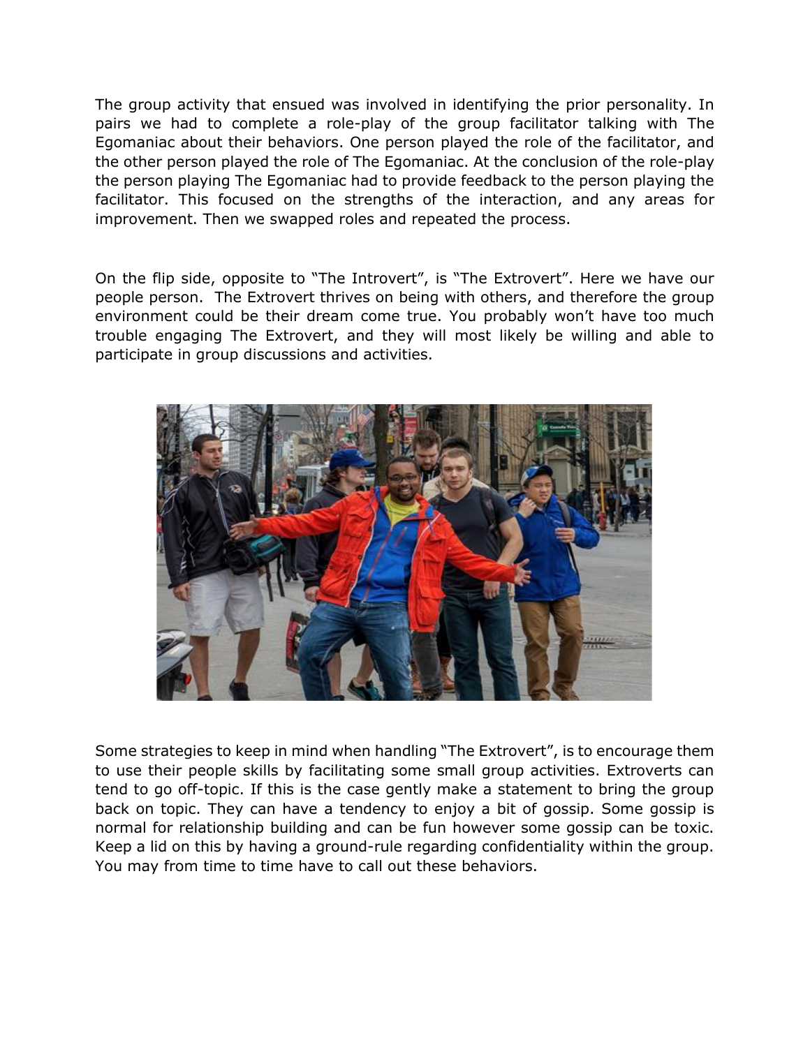The group activity that ensued was involved in identifying the prior personality. In pairs we had to complete a role-play of the group facilitator talking with The Egomaniac about their behaviors. One person played the role of the facilitator, and the other person played the role of The Egomaniac. At the conclusion of the role-play the person playing The Egomaniac had to provide feedback to the person playing the facilitator. This focused on the strengths of the interaction, and any areas for improvement. Then we swapped roles and repeated the process.

On the flip side, opposite to "The Introvert", is "The Extrovert". Here we have our people person. The Extrovert thrives on being with others, and therefore the group environment could be their dream come true. You probably won't have too much trouble engaging The Extrovert, and they will most likely be willing and able to participate in group discussions and activities.

Some strategies to keep in mind when handling "The Extrovert", is to encourage them to use their people skills by facilitating some small group activities. Extroverts can tend to go off-topic. If this is the case gently make a statement to bring the group back on topic. They can have a tendency to enjoy a bit of gossip. Some gossip is normal for relationship building and can be fun however some gossip can be toxic. Keep a lid on this by having a ground-rule regarding confidentiality within the group. You may from time to time have to call out these behaviors.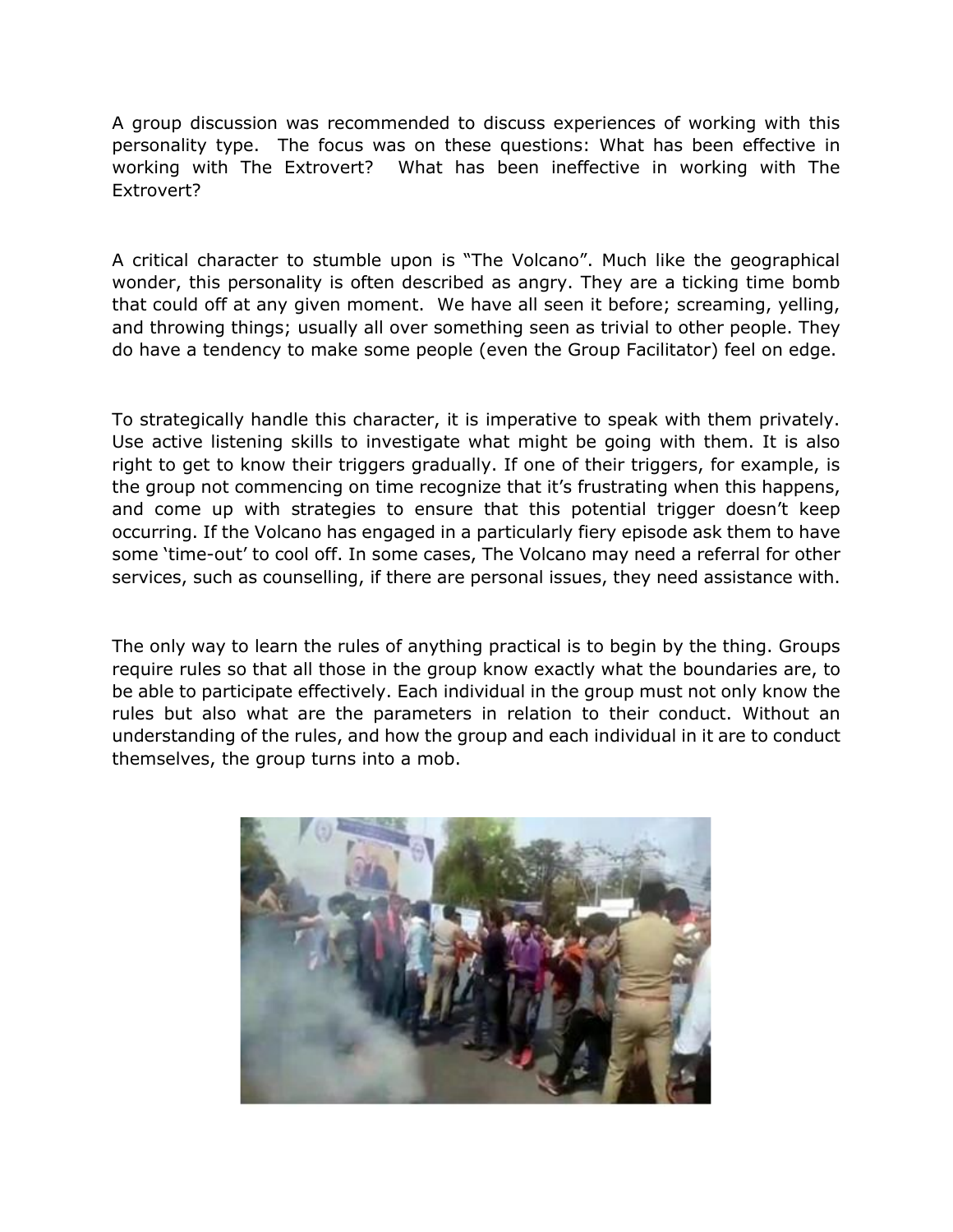A group discussion was recommended to discuss experiences of working with this personality type. The focus was on these questions: What has been effective in working with The Extrovert? What has been ineffective in working with The Extrovert?

A critical character to stumble upon is "The Volcano". Much like the geographical wonder, this personality is often described as angry. They are a ticking time bomb that could off at any given moment. We have all seen it before; screaming, yelling, and throwing things; usually all over something seen as trivial to other people. They do have a tendency to make some people (even the Group Facilitator) feel on edge.

To strategically handle this character, it is imperative to speak with them privately. Use active listening skills to investigate what might be going with them. It is also right to get to know their triggers gradually. If one of their triggers, for example, is the group not commencing on time recognize that it's frustrating when this happens, and come up with strategies to ensure that this potential trigger doesn't keep occurring. If the Volcano has engaged in a particularly fiery episode ask them to have some 'time-out' to cool off. In some cases, The Volcano may need a referral for other services, such as counselling, if there are personal issues, they need assistance with.

The only way to learn the rules of anything practical is to begin by the thing. Groups require rules so that all those in the group know exactly what the boundaries are, to be able to participate effectively. Each individual in the group must not only know the rules but also what are the parameters in relation to their conduct. Without an understanding of the rules, and how the group and each individual in it are to conduct themselves, the group turns into a mob.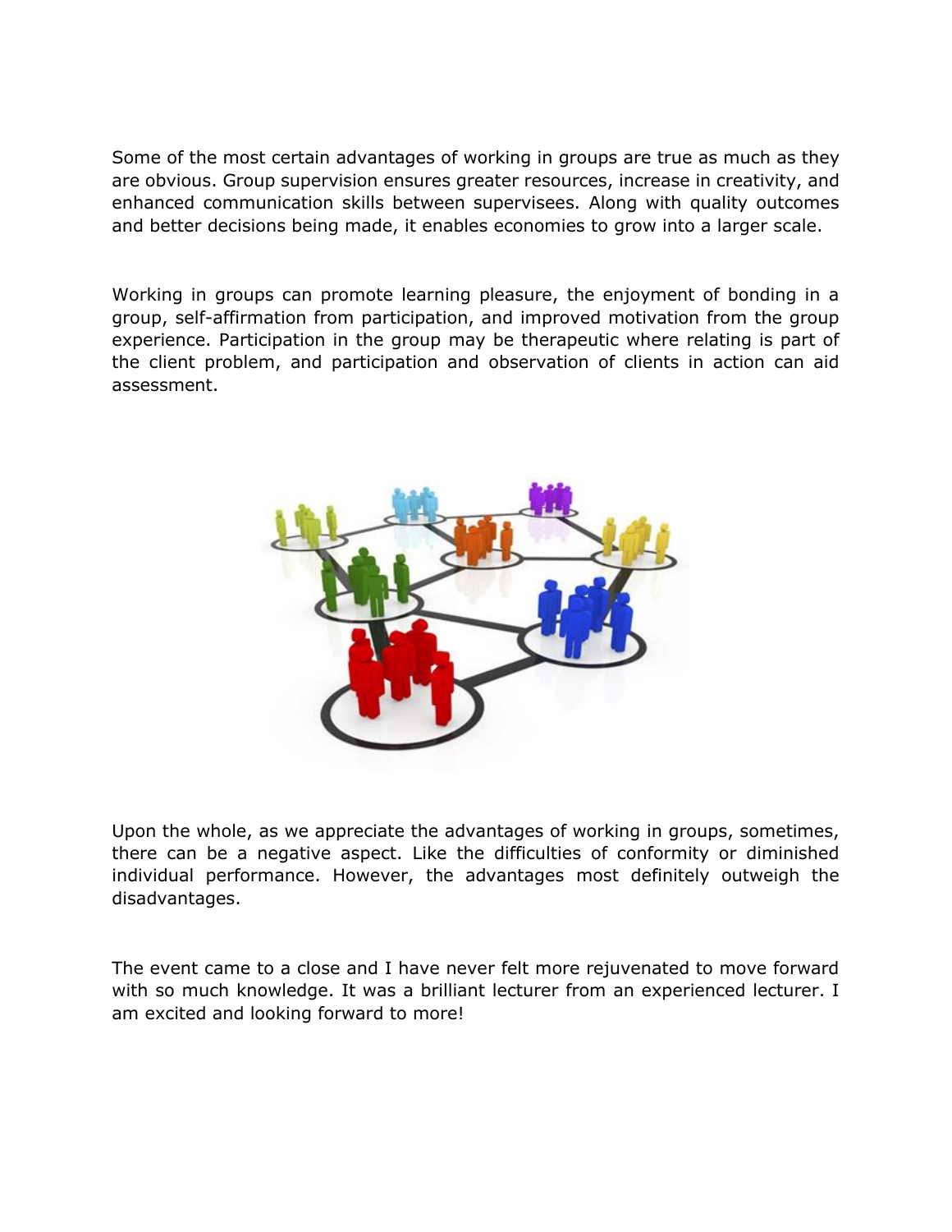Some of the most certain advantages of working in groups are true as much as they are obvious. Group supervision ensures greater resources, increase in creativity, and enhanced communication skills between supervisees. Along with quality outcomes and better decisions being made, it enables economies to grow into a larger scale.

Working in groups can promote learning pleasure, the enjoyment of bonding in a group, self-affirmation from participation, and improved motivation from the group experience. Participation in the group may be therapeutic where relating is part of the client problem, and participation and observation of clients in action can aid assessment.

Upon the whole, as we appreciate the advantages of working in groups, sometimes, there can be a negative aspect. Like the difficulties of conformity or diminished individual performance. However, the advantages most definitely outweigh the disadvantages.

The event came to a close and I have never felt more rejuvenated to move forward with so much knowledge. It was a brilliant lecturer from an experienced lecturer. I am excited and looking forward to more!